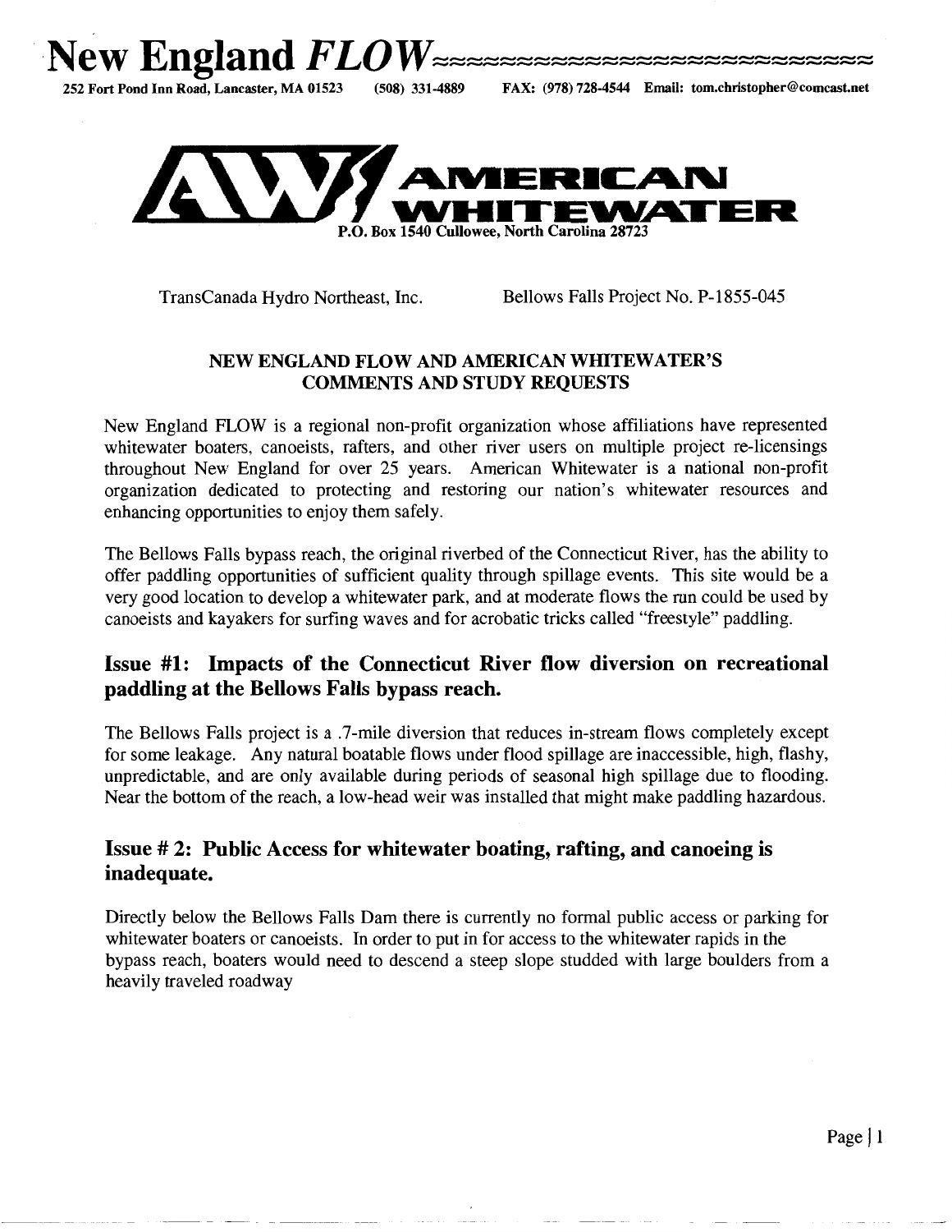# New England *FLOW*

**252 Fort Pond Inn Road, Lancaster, MA 01523 (508) 331-4889 FAX: (978) 728-4544 Email: tom.christopher@comcast.net**

**AMERICAN WHITEWATER**

P.O. Box 1540 Cullowee, North Carolina 28723

TransCanada Hydro Northeast, Inc. Bellows Falls Project No. P-1855-045

**NEW ENGLAND FLOW AND AMERICAN WHITEWATER'S COMMENTS AND STUDY REQUESTS**

New England FLOW is a regional non-profit organization whose affiliations have represented whitewater boaters, canoeists, rafters, and other river users on multiple project re-licensings throughout New England for over 25 years. American Whitewater is a national non-profit organization dedicated to protecting and restoring our nation's whitewater resources and enhancing opportunities to enjoy them safely.

The Bellows Falls bypass reach, the original riverbed of the Connecticut River, has the ability to offer paddling opportunities of sufficient quality through spillage events. This site would be a very good location to develop a whitewater park, and at moderate flows the run could be used by canoeists and kayakers for surfing waves and for acrobatic tricks called "freestyle" paddling.

## Issue #1: Impacts of the Connecticut River flow diversion on recreational paddling at the Bellows Falls bypass reach.

The Bellows Falls project is a .7-mile diversion that reduces in-stream flows completely except for some leakage. Any natural boatable flows under flood spillage are inaccessible, high, flashy, unpredictable, and are only available during periods of seasonal high spillage due to flooding. Near the bottom of the reach, a low-head weir was installed that might make paddling hazardous.

## Issue # 2: Public Access for whitewater boating, rafting, and canoeing is inadequate.

Directly below the Bellows Falls Dam there is currently no formal public access or parking for whitewater boaters or canoeists. In order to put in for access to the whitewater rapids in the bypass reach, boaters would need to descend a steep slope studded with large boulders from a heavily traveled roadway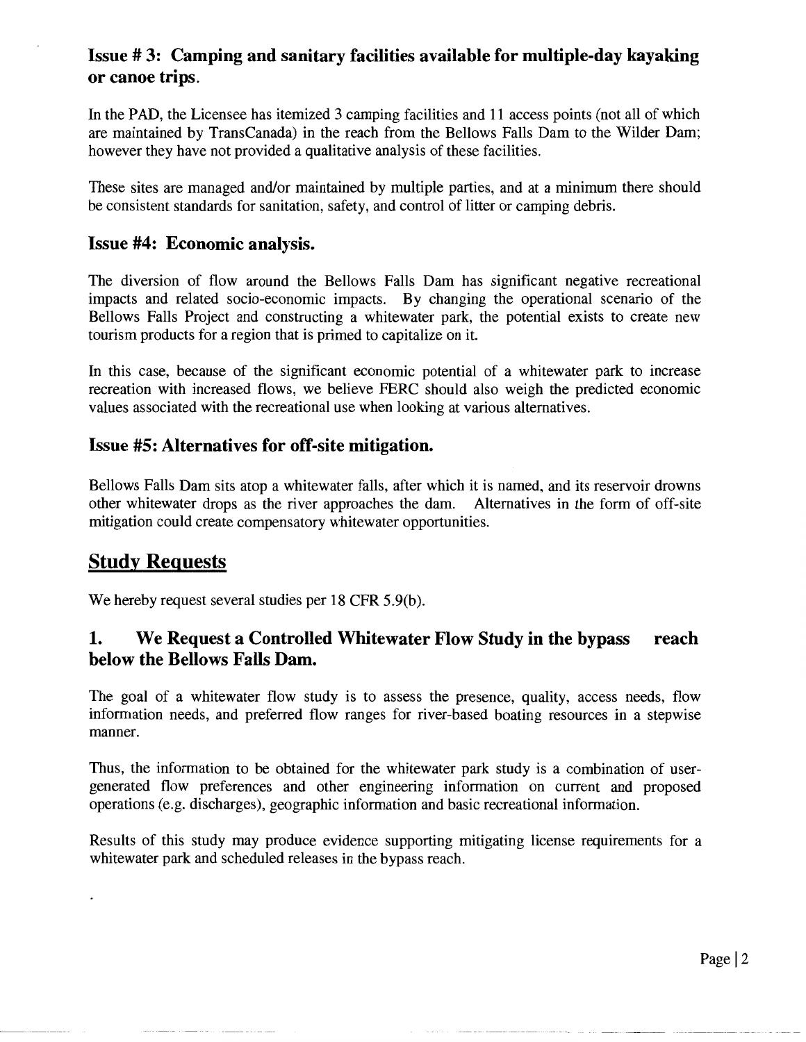## Issue # 3: Camping and sanitary facilities available for multiple-day kayaking or canoe trips.

In the PAD, the Licensee has itemized 3 camping facilities and 11 access points (not all of which are maintained by TransCanada) in the reach from the Bellows Falls Dam to the Wilder Dam; however they have not provided a qualitative analysis of these facilities.

These sites are managed and/or maintained by multiple parties, and at a minimum there should be consistent standards for sanitation, safety, and control of litter or camping debris.

## Issue #4: Economic analysis.

The diversion of flow around the Bellows Falls Dam has significant negative recreational impacts and related socio-economic impacts. By changing the operational scenario of the Bellows Falls Project and constructing a whitewater park, the potential exists to create new tourism products for a region that is primed to capitalize on it.

In this case, because of the significant economic potential of a whitewater park to increase recreation with increased flows, we believe FERC should also weigh the predicted economic values associated with the recreational use when looking at various alternatives.

## Issue #5: Alternatives for off-site mitigation.

Bellows Falls Dam sits atop a whitewater falls, after which it is named, and its reservoir drowns other whitewater drops as the river approaches the dam. Alternatives in the form of off-site mitigation could create compensatory whitewater opportunities.

# Study Requests

We hereby request several studies per 18 CFR 5.9(b).

## 1. We Request a Controlled Whitewater Flow Study in the bypass reach below the Bellows Falls Dam.

The goal of a whitewater flow study is to assess the presence, quality, access needs, flow information needs, and preferred flow ranges for river-based boating resources in a stepwise manner.

Thus, the information to be obtained for the whitewater park study is a combination of user-generated flow preferences and other engineering information on current and proposed operations (e.g. discharges), geographic information and basic recreational information.

Results of this study may produce evidence supporting mitigating license requirements for a whitewater park and scheduled releases in the bypass reach.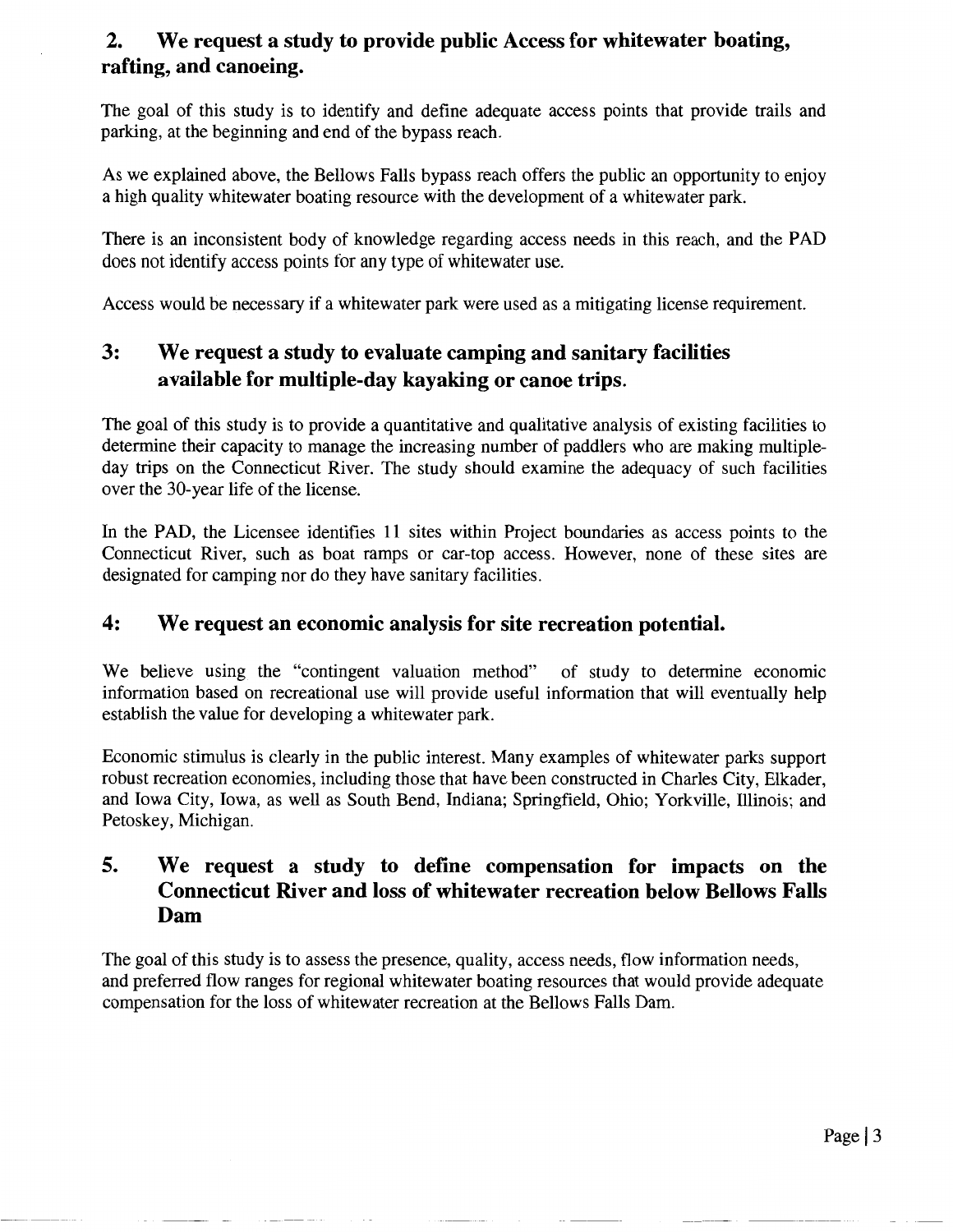## 2. We request a study to provide public Access for whitewater boating, rafting, and canoeing.

The goal of this study is to identify and define adequate access points that provide trails and parking, at the beginning and end of the bypass reach.

As we explained above, the Bellows Falls bypass reach offers the public an opportunity to enjoy a high quality whitewater boating resource with the development of a whitewater park.

There is an inconsistent body of knowledge regarding access needs in this reach, and the PAD does not identify access points for any type of whitewater use.

Access would be necessary if a whitewater park were used as a mitigating license requirement.

## 3: We request a study to evaluate camping and sanitary facilities available for multiple-day kayaking or canoe trips.

The goal of this study is to provide a quantitative and qualitative analysis of existing facilities to determine their capacity to manage the increasing number of paddlers who are making multiple-day trips on the Connecticut River. The study should examine the adequacy of such facilities over the 30-year life of the license.

In the PAD, the Licensee identifies 11 sites within Project boundaries as access points to the Connecticut River, such as boat ramps or car-top access. However, none of these sites are designated for camping nor do they have sanitary facilities.

## 4: We request an economic analysis for site recreation potential.

We believe using the "contingent valuation method" of study to determine economic information based on recreational use will provide useful information that will eventually help establish the value for developing a whitewater park.

Economic stimulus is clearly in the public interest. Many examples of whitewater parks support robust recreation economies, including those that have been constructed in Charles City, Elkader, and Iowa City, Iowa, as well as South Bend, Indiana; Springfield, Ohio; Yorkville, Illinois; and Petoskey, Michigan.

## 5. We request a study to define compensation for impacts on the Connecticut River and loss of whitewater recreation below Bellows Falls Dam

The goal of this study is to assess the presence, quality, access needs, flow information needs, and preferred flow ranges for regional whitewater boating resources that would provide adequate compensation for the loss of whitewater recreation at the Bellows Falls Dam.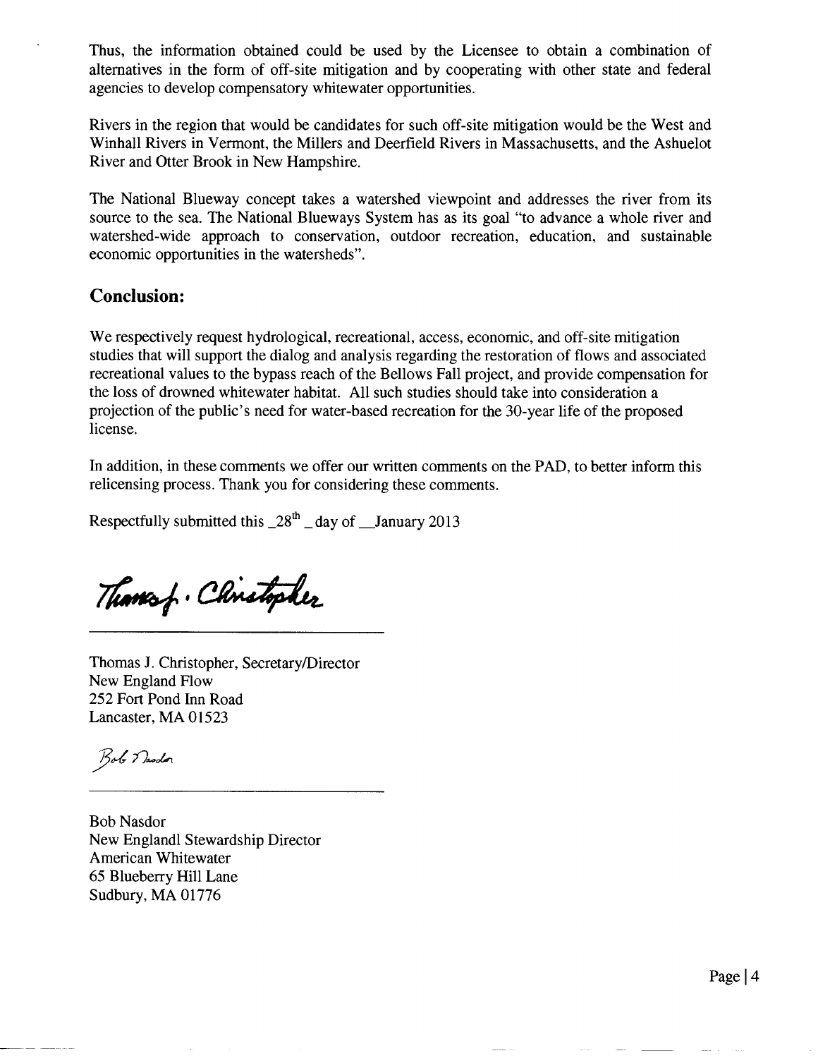Thus, the information obtained could be used by the Licensee to obtain a combination of alternatives in the form of off-site mitigation and by cooperating with other state and federal agencies to develop compensatory whitewater opportunities.

Rivers in the region that would be candidates for such off-site mitigation would be the West and Winhall Rivers in Vermont, the Millers and Deerfield Rivers in Massachusetts, and the Ashuelot River and Otter Brook in New Hampshire.

The National Blueway concept takes a watershed viewpoint and addresses the river from its source to the sea. The National Blueways System has as its goal "to advance a whole river and watershed-wide approach to conservation, outdoor recreation, education, and sustainable economic opportunities in the watersheds".

## Conclusion:

We respectively request hydrological, recreational, access, economic, and off-site mitigation studies that will support the dialog and analysis regarding the restoration of flows and associated recreational values to the bypass reach of the Bellows Fall project, and provide compensation for the loss of drowned whitewater habitat. All such studies should take into consideration a projection of the public's need for water-based recreation for the 30-year life of the proposed license.

In addition, in these comments we offer our written comments on the PAD, to better inform this relicensing process. Thank you for considering these comments.

Respectfully submitted this _28th _ day of __January 2013

Thomas J. Christopher

---

Thomas J. Christopher, Secretary/Director
New England Flow
252 Fort Pond Inn Road
Lancaster, MA 01523

Bob Nasdor

---

Bob Nasdor
New Englandl Stewardship Director
American Whitewater
65 Blueberry Hill Lane
Sudbury, MA 01776